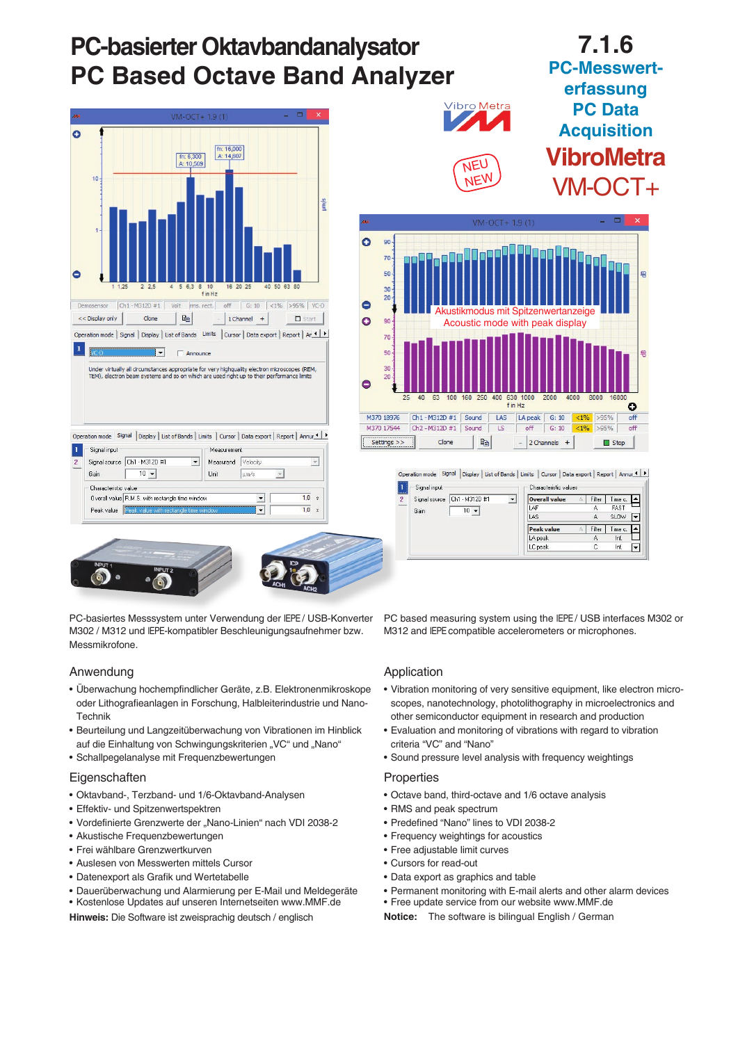# PC-basierter Oktavbandanalysator
# PC Based Octave Band Analyzer

**7.1.6**
**PC-Messwert-erfassung**
**PC Data Acquisition**

## VibroMetra
## VM-OCT+

NEU
NEW

Akustikmodus mit Spitzenwertanzeige
Acoustic mode with peak display

PC-basiertes Messsystem unter Verwendung der IEPE / USB-Konverter M302 / M312 und IEPE-kompatibler Beschleunigungsaufnehmer bzw. Messmikrofone.

PC based measuring system using the IEPE / USB interfaces M302 or M312 and IEPE compatible accelerometers or microphones.

## Anwendung

- Überwachung hochempfindlicher Geräte, z.B. Elektronenmikroskope oder Lithografieanlagen in Forschung, Halbleiterindustrie und Nano-Technik
- Beurteilung und Langzeitüberwachung von Vibrationen im Hinblick auf die Einhaltung von Schwingungskriterien „VC“ und „Nano“
- Schallpegelanalyse mit Frequenzbewertungen

## Application

- Vibration monitoring of very sensitive equipment, like electron microscopes, nanotechnology, photolithography in microelectronics and other semiconductor equipment in research and production
- Evaluation and monitoring of vibrations with regard to vibration criteria “VC” and “Nano”
- Sound pressure level analysis with frequency weightings

## Eigenschaften

- Oktavband-, Terzband- und 1/6-Oktavband-Analysen
- Effektiv- und Spitzenwertspektren
- Vordefinierte Grenzwerte der „Nano-Linien“ nach VDI 2038-2
- Akustische Frequenzbewertungen
- Frei wählbare Grenzwertkurven
- Auslesen von Messwerten mittels Cursor
- Datenexport als Grafik und Wertetabelle
- Dauerüberwachung und Alarmierung per E-Mail und Meldegeräte
- Kostenlose Updates auf unseren Internetseiten www.MMF.de

**Hinweis:** Die Software ist zweisprachig deutsch / englisch

## Properties

- Octave band, third-octave and 1/6 octave analysis
- RMS and peak spectrum
- Predefined “Nano” lines to VDI 2038-2
- Frequency weightings for acoustics
- Free adjustable limit curves
- Cursors for read-out
- Data export as graphics and table
- Permanent monitoring with E-mail alerts and other alarm devices
- Free update service from our website www.MMF.de

**Notice:** The software is bilingual English / German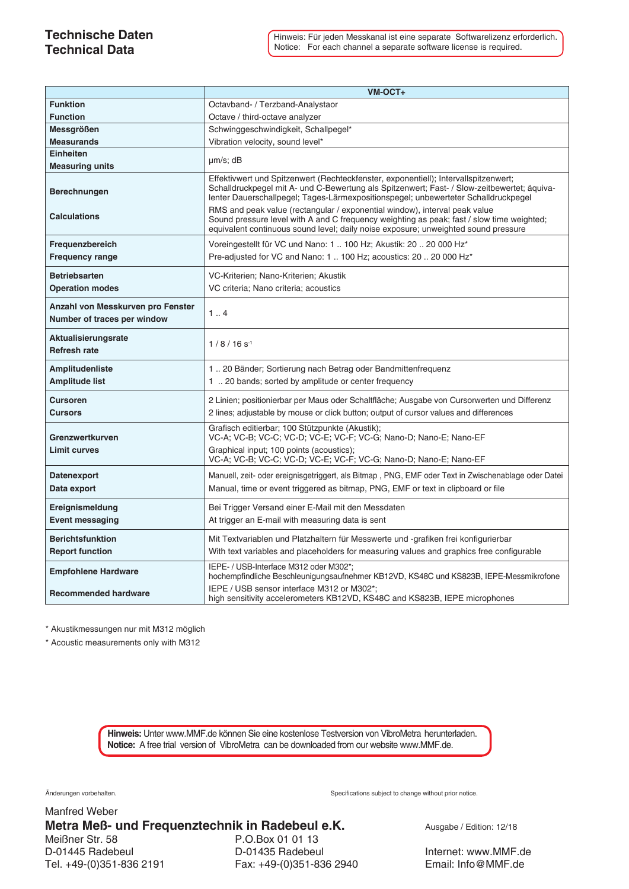# Technische Daten
# Technical Data

Hinweis: Für jeden Messkanal ist eine separate Softwarelizenz erforderlich.
Notice: For each channel a separate software license is required.

| | VM-OCT+ |
|---|---|
| **Funktion**<br>**Function** | Octavband- / Terzband-Analystaor<br>Octave / third-octave analyzer |
| **Messgrößen**<br>**Measurands** | Schwinggeschwindigkeit, Schallpegel*<br>Vibration velocity, sound level* |
| **Einheiten**<br>**Measuring units** | µm/s; dB |
| **Berechnungen**<br>**Calculations** | Effektivwert und Spitzenwert (Rechteckfenster, exponentiell); Intervallspitzenwert; Schalldruckpegel mit A- und C-Bewertung als Spitzenwert; Fast- / Slow-zeitbewertet; äquivalenter Dauerschallpegel; Tages-Lärmexpositionspegel; unbewerteter Schalldruckpegel<br>RMS and peak value (rectangular / exponential window), interval peak value Sound pressure level with A and C frequency weighting as peak; fast / slow time weighted; equivalent continuous sound level; daily noise exposure; unweighted sound pressure |
| **Frequenzbereich**<br>**Frequency range** | Voreingestellt für VC und Nano: 1 .. 100 Hz; Akustik: 20 .. 20 000 Hz*<br>Pre-adjusted for VC and Nano: 1 .. 100 Hz; acoustics: 20 .. 20 000 Hz* |
| **Betriebsarten**<br>**Operation modes** | VC-Kriterien; Nano-Kriterien; Akustik<br>VC criteria; Nano criteria; acoustics |
| **Anzahl von Messkurven pro Fenster**<br>**Number of traces per window** | 1 .. 4 |
| **Aktualisierungsrate**<br>**Refresh rate** | 1 / 8 / 16 $s^{-1}$ |
| **Amplitudenliste**<br>**Amplitude list** | 1 .. 20 Bänder; Sortierung nach Betrag oder Bandmittenfrequenz<br>1 .. 20 bands; sorted by amplitude or center frequency |
| **Cursoren**<br>**Cursors** | 2 Linien; positionierbar per Maus oder Schaltfläche; Ausgabe von Cursorwerten und Differenz<br>2 lines; adjustable by mouse or click button; output of cursor values and differences |
| **Grenzwertkurven**<br>**Limit curves** | Grafisch editierbar; 100 Stützpunkte (Akustik);<br>VC-A; VC-B; VC-C; VC-D; VC-E; VC-F; VC-G; Nano-D; Nano-E; Nano-EF<br>Graphical input; 100 points (acoustics);<br>VC-A; VC-B; VC-C; VC-D; VC-E; VC-F; VC-G; Nano-D; Nano-E; Nano-EF |
| **Datenexport**<br>**Data export** | Manuell, zeit- oder ereignisgetriggert, als Bitmap , PNG, EMF oder Text in Zwischenablage oder Datei<br>Manual, time or event triggered as bitmap, PNG, EMF or text in clipboard or file |
| **Ereignismeldung**<br>**Event messaging** | Bei Trigger Versand einer E-Mail mit den Messdaten<br>At trigger an E-mail with measuring data is sent |
| **Berichtsfunktion**<br>**Report function** | Mit Textvariablen und Platzhaltern für Messwerte und -grafiken frei konfigurierbar<br>With text variables and placeholders for measuring values and graphics free configurable |
| **Empfohlene Hardware**<br>**Recommended hardware** | IEPE- / USB-Interface M312 oder M302*;<br>hochempfindliche Beschleunigungsaufnehmer KB12VD, KS48C und KS823B, IEPE-Messmikrofone<br>IEPE / USB sensor interface M312 or M302*;<br>high sensitivity accelerometers KB12VD, KS48C and KS823B, IEPE microphones |

\* Akustikmessungen nur mit M312 möglich

\* Acoustic measurements only with M312

**Hinweis:** Unter www.MMF.de können Sie eine kostenlose Testversion von VibroMetra herunterladen.
**Notice:** A free trial version of VibroMetra can be downloaded from our website www.MMF.de.

Änderungen vorbehalten. Specifications subject to change without prior notice.

Manfred Weber
**Metra Meß- und Frequenztechnik in Radebeul e.K.**
Meißner Str. 58
D-01445 Radebeul
Tel. +49-(0)351-836 2191

P.O.Box 01 01 13
D-01435 Radebeul
Fax: +49-(0)351-836 2940

Ausgabe / Edition: 12/18

Internet: www.MMF.de
Email: Info@MMF.de